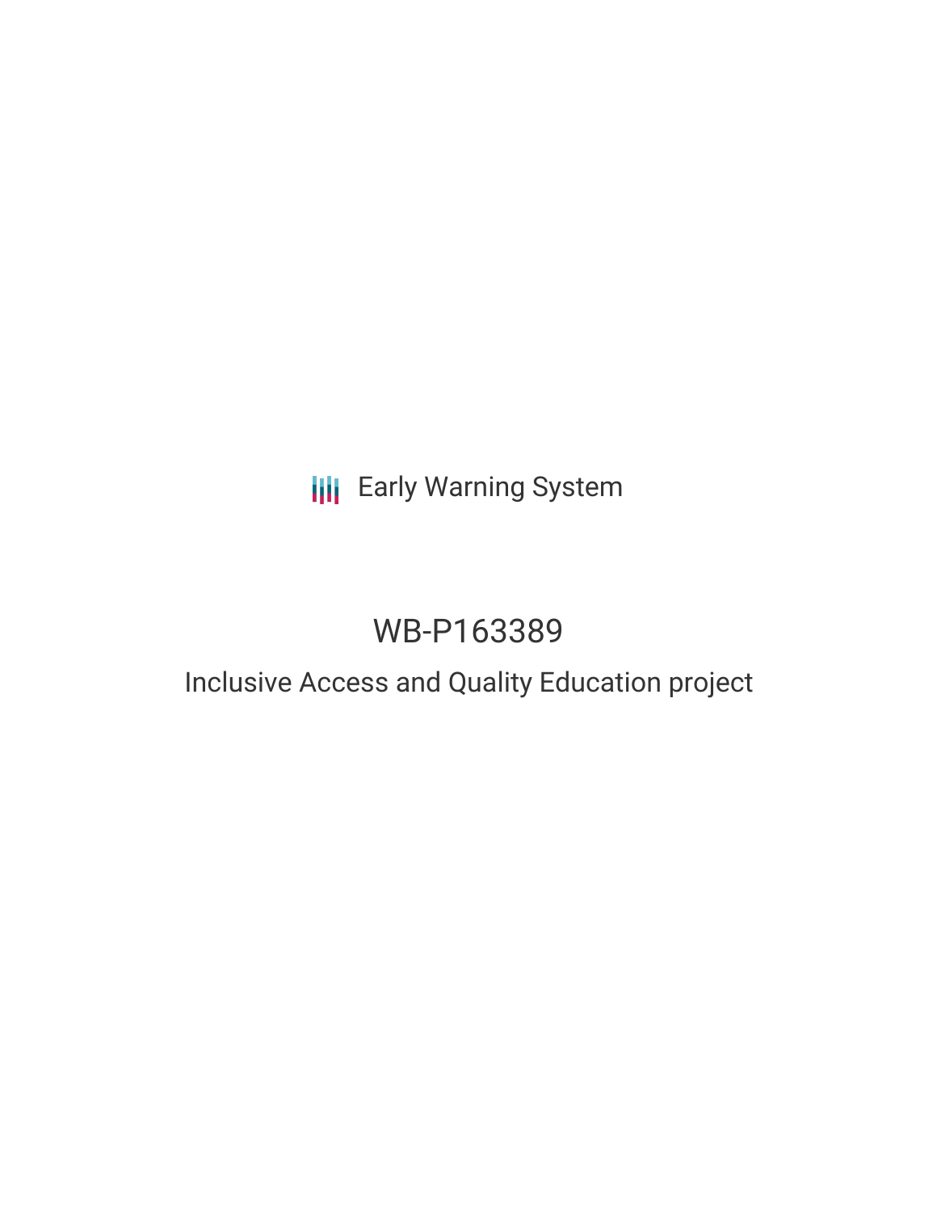Early Warning System

# WB-P163389

## Inclusive Access and Quality Education project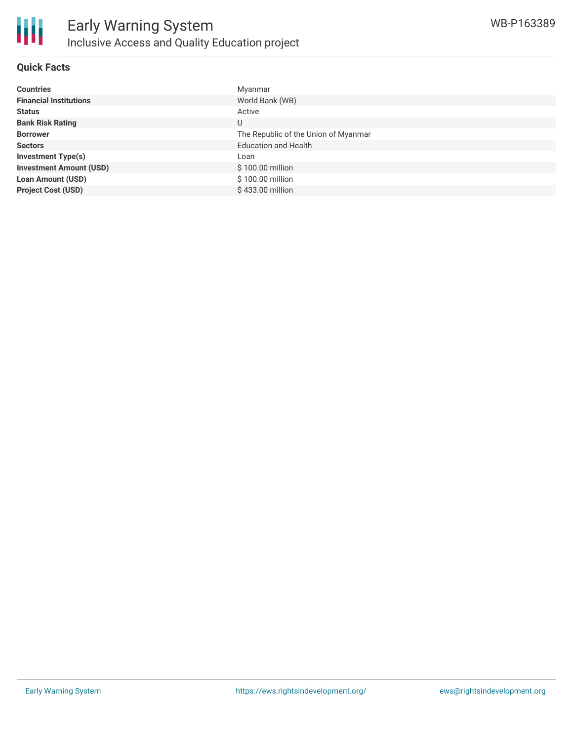# Early Warning System

## Inclusive Access and Quality Education project

WB-P163389

### Quick Facts

| | |
|---|---|
| **Countries** | Myanmar |
| **Financial Institutions** | World Bank (WB) |
| **Status** | Active |
| **Bank Risk Rating** | U |
| **Borrower** | The Republic of the Union of Myanmar |
| **Sectors** | Education and Health |
| **Investment Type(s)** | Loan |
| **Investment Amount (USD)** | $ 100.00 million |
| **Loan Amount (USD)** | $ 100.00 million |
| **Project Cost (USD)** | $ 433.00 million |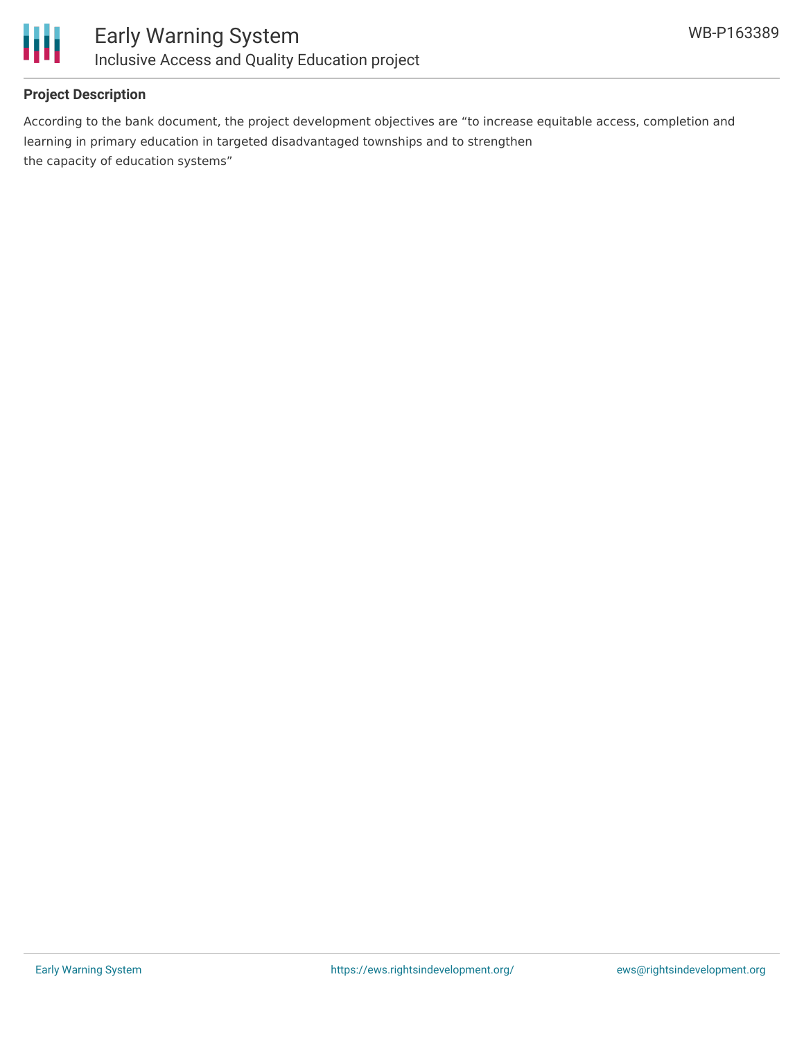**Project Description**

According to the bank document, the project development objectives are "to increase equitable access, completion and learning in primary education in targeted disadvantaged townships and to strengthen the capacity of education systems"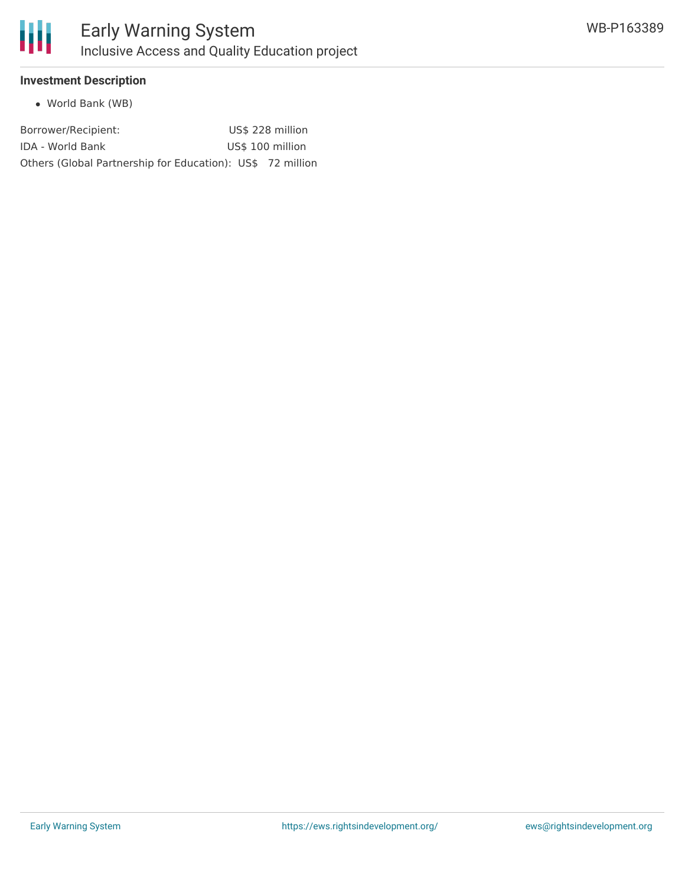**Investment Description**

- World Bank (WB)

| | |
|---|---|
| Borrower/Recipient: | US$ 228 million |
| IDA - World Bank | US$ 100 million |
| Others (Global Partnership for Education): | US$ 72 million |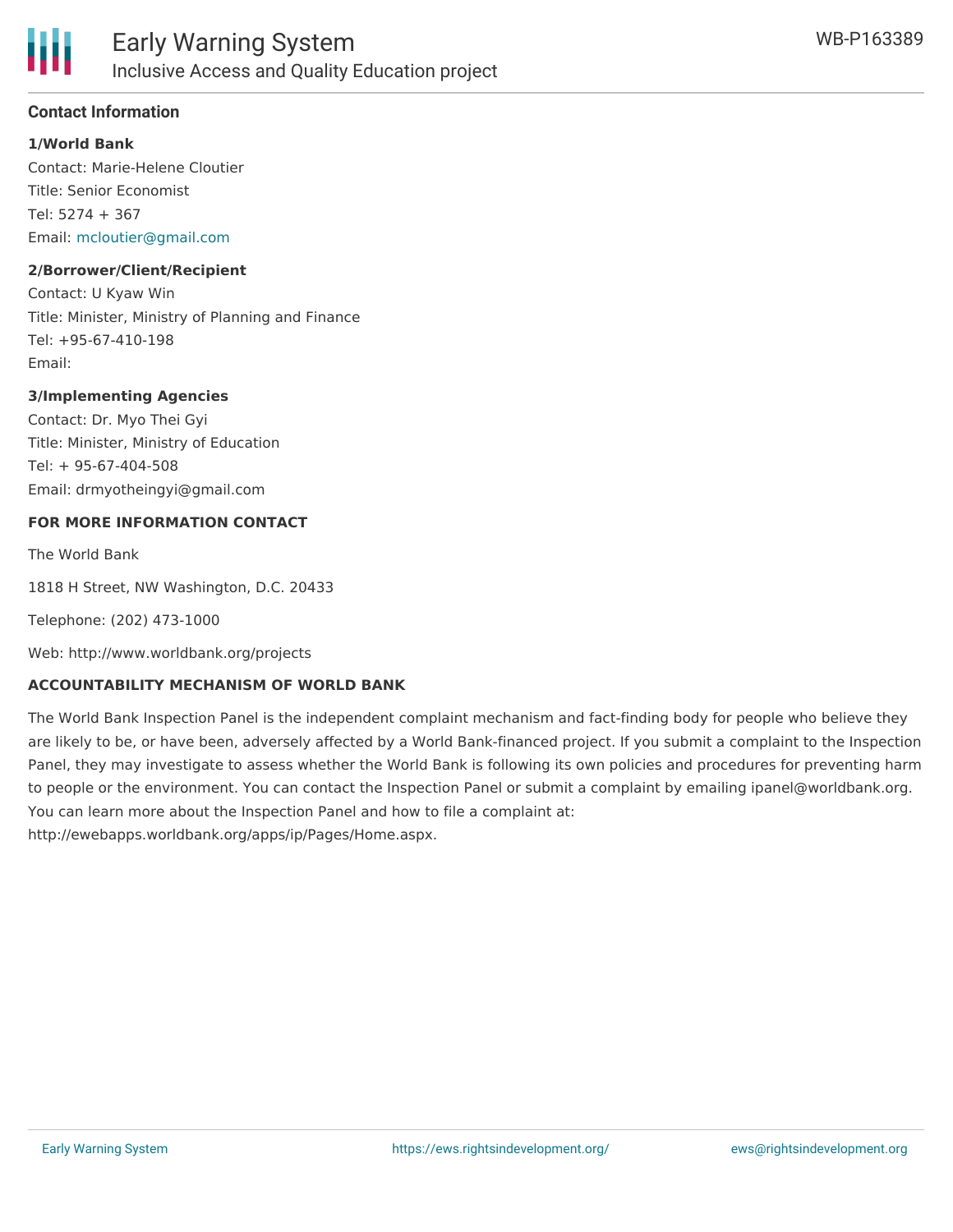## Contact Information

**1/World Bank**

Contact: Marie-Helene Cloutier

Title: Senior Economist

Tel: 5274 + 367

Email: mcloutier@gmail.com

**2/Borrower/Client/Recipient**

Contact: U Kyaw Win

Title: Minister, Ministry of Planning and Finance

Tel: +95-67-410-198

Email:

**3/Implementing Agencies**

Contact: Dr. Myo Thei Gyi

Title: Minister, Ministry of Education

Tel: + 95-67-404-508

Email: drmyotheingyi@gmail.com

**FOR MORE INFORMATION CONTACT**

The World Bank

1818 H Street, NW Washington, D.C. 20433

Telephone: (202) 473-1000

Web: http://www.worldbank.org/projects

**ACCOUNTABILITY MECHANISM OF WORLD BANK**

The World Bank Inspection Panel is the independent complaint mechanism and fact-finding body for people who believe they are likely to be, or have been, adversely affected by a World Bank-financed project. If you submit a complaint to the Inspection Panel, they may investigate to assess whether the World Bank is following its own policies and procedures for preventing harm to people or the environment. You can contact the Inspection Panel or submit a complaint by emailing ipanel@worldbank.org. You can learn more about the Inspection Panel and how to file a complaint at: http://ewebapps.worldbank.org/apps/ip/Pages/Home.aspx.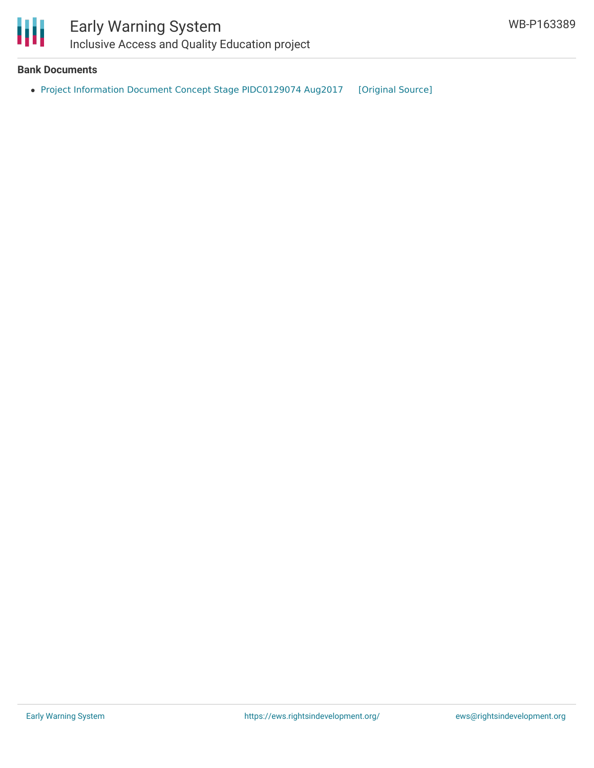**Bank Documents**

- Project Information Document Concept Stage PIDC0129074 Aug2017 [Original Source]